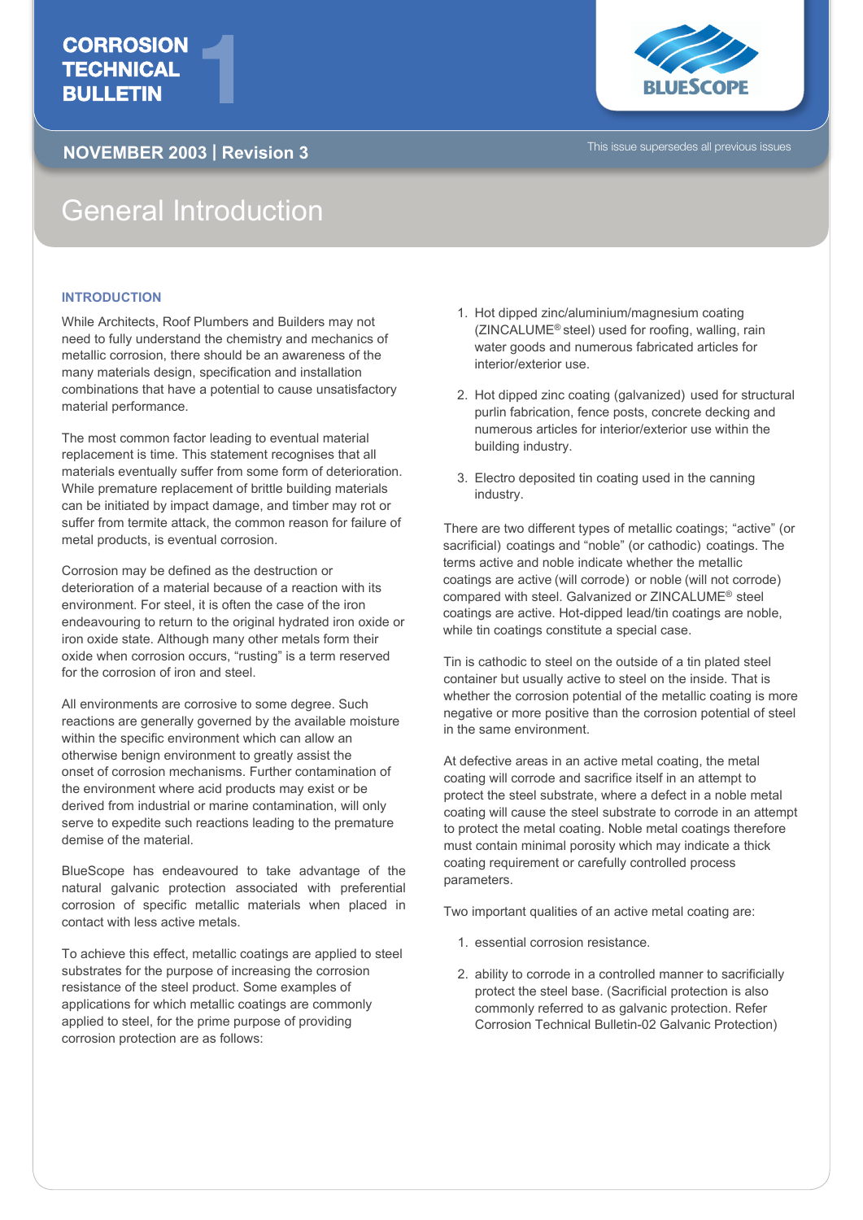# CORROSION TECHNICAL BULLETIN 1

**NOVEMBER 2003 | Revision 3**

This issue supersedes all previous issues

## General Introduction

### INTRODUCTION

While Architects, Roof Plumbers and Builders may not need to fully understand the chemistry and mechanics of metallic corrosion, there should be an awareness of the many materials design, specification and installation combinations that have a potential to cause unsatisfactory material performance.

The most common factor leading to eventual material replacement is time. This statement recognises that all materials eventually suffer from some form of deterioration. While premature replacement of brittle building materials can be initiated by impact damage, and timber may rot or suffer from termite attack, the common reason for failure of metal products, is eventual corrosion.

Corrosion may be defined as the destruction or deterioration of a material because of a reaction with its environment. For steel, it is often the case of the iron endeavouring to return to the original hydrated iron oxide or iron oxide state. Although many other metals form their oxide when corrosion occurs, "rusting" is a term reserved for the corrosion of iron and steel.

All environments are corrosive to some degree. Such reactions are generally governed by the available moisture within the specific environment which can allow an otherwise benign environment to greatly assist the onset of corrosion mechanisms. Further contamination of the environment where acid products may exist or be derived from industrial or marine contamination, will only serve to expedite such reactions leading to the premature demise of the material.

BlueScope has endeavoured to take advantage of the natural galvanic protection associated with preferential corrosion of specific metallic materials when placed in contact with less active metals.

To achieve this effect, metallic coatings are applied to steel substrates for the purpose of increasing the corrosion resistance of the steel product. Some examples of applications for which metallic coatings are commonly applied to steel, for the prime purpose of providing corrosion protection are as follows:

1. Hot dipped zinc/aluminium/magnesium coating (ZINCALUME® steel) used for roofing, walling, rain water goods and numerous fabricated articles for interior/exterior use.

2. Hot dipped zinc coating (galvanized) used for structural purlin fabrication, fence posts, concrete decking and numerous articles for interior/exterior use within the building industry.

3. Electro deposited tin coating used in the canning industry.

There are two different types of metallic coatings; "active" (or sacrificial) coatings and "noble" (or cathodic) coatings. The terms active and noble indicate whether the metallic coatings are active (will corrode) or noble (will not corrode) compared with steel. Galvanized or ZINCALUME® steel coatings are active. Hot-dipped lead/tin coatings are noble, while tin coatings constitute a special case.

Tin is cathodic to steel on the outside of a tin plated steel container but usually active to steel on the inside. That is whether the corrosion potential of the metallic coating is more negative or more positive than the corrosion potential of steel in the same environment.

At defective areas in an active metal coating, the metal coating will corrode and sacrifice itself in an attempt to protect the steel substrate, where a defect in a noble metal coating will cause the steel substrate to corrode in an attempt to protect the metal coating. Noble metal coatings therefore must contain minimal porosity which may indicate a thick coating requirement or carefully controlled process parameters.

Two important qualities of an active metal coating are:

1. essential corrosion resistance.

2. ability to corrode in a controlled manner to sacrificially protect the steel base. (Sacrificial protection is also commonly referred to as galvanic protection. Refer Corrosion Technical Bulletin-02 Galvanic Protection)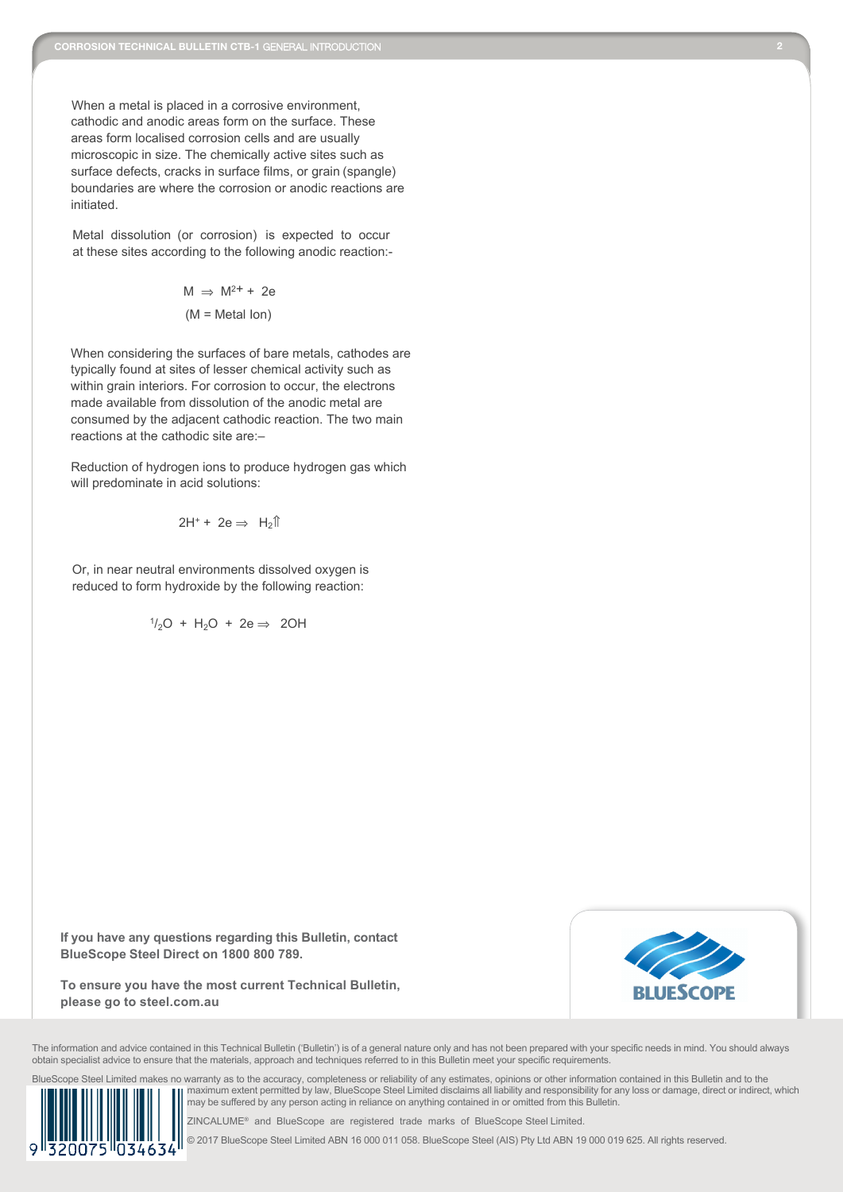When a metal is placed in a corrosive environment, cathodic and anodic areas form on the surface. These areas form localised corrosion cells and are usually microscopic in size. The chemically active sites such as surface defects, cracks in surface films, or grain (spangle) boundaries are where the corrosion or anodic reactions are initiated.

Metal dissolution (or corrosion) is expected to occur at these sites according to the following anodic reaction:-

$$M \Rightarrow M^{2+} + 2e$$

(M = Metal Ion)

When considering the surfaces of bare metals, cathodes are typically found at sites of lesser chemical activity such as within grain interiors. For corrosion to occur, the electrons made available from dissolution of the anodic metal are consumed by the adjacent cathodic reaction. The two main reactions at the cathodic site are:–

Reduction of hydrogen ions to produce hydrogen gas which will predominate in acid solutions:

$$2H^{+} + 2e \Rightarrow H_2\Uparrow$$

Or, in near neutral environments dissolved oxygen is reduced to form hydroxide by the following reaction:

$$^{1}/_{2}O + H_2O + 2e \Rightarrow 2OH$$

**If you have any questions regarding this Bulletin, contact BlueScope Steel Direct on 1800 800 789.**

**To ensure you have the most current Technical Bulletin, please go to steel.com.au**

BLUESCOPE

The information and advice contained in this Technical Bulletin ('Bulletin') is of a general nature only and has not been prepared with your specific needs in mind. You should always obtain specialist advice to ensure that the materials, approach and techniques referred to in this Bulletin meet your specific requirements.

BlueScope Steel Limited makes no warranty as to the accuracy, completeness or reliability of any estimates, opinions or other information contained in this Bulletin and to the maximum extent permitted by law, BlueScope Steel Limited disclaims all liability and responsibility for any loss or damage, direct or indirect, which may be suffered by any person acting in reliance on anything contained in or omitted from this Bulletin.

ZINCALUME® and BlueScope are registered trade marks of BlueScope Steel Limited.

© 2017 BlueScope Steel Limited ABN 16 000 011 058. BlueScope Steel (AIS) Pty Ltd ABN 19 000 019 625. All rights reserved.

9 320075 034634